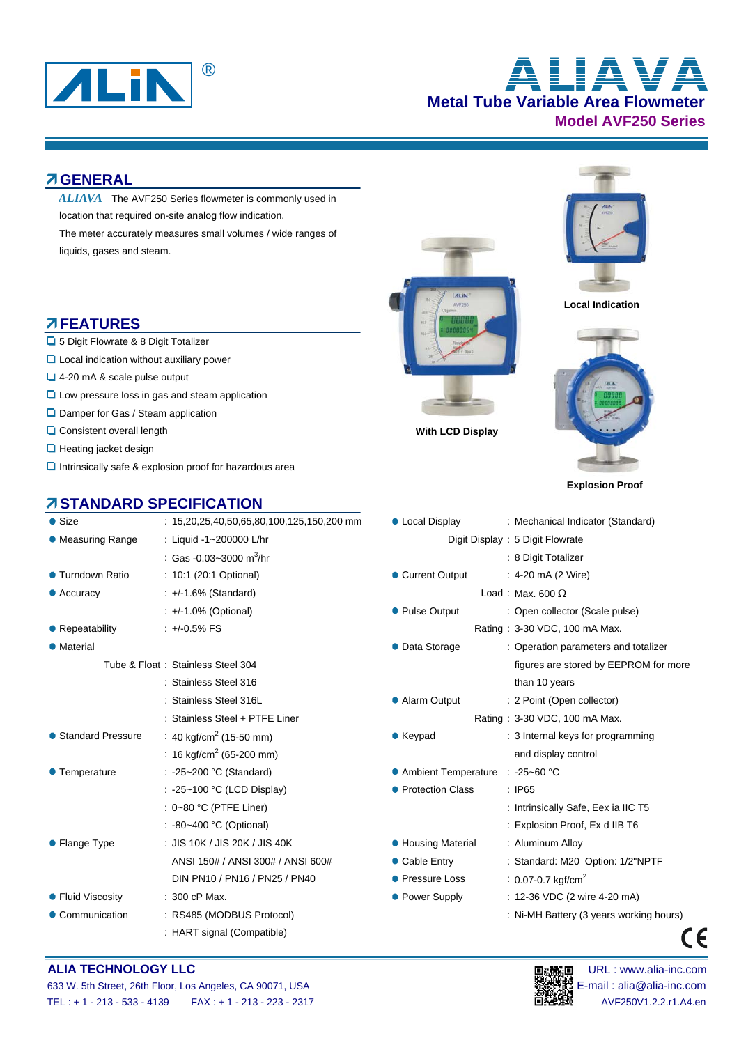# ALIAVA

## Metal Tube Variable Area Flowmeter

## Model AVF250 Series

## GENERAL

*ALIAVA* The AVF250 Series flowmeter is commonly used in location that required on-site analog flow indication.

The meter accurately measures small volumes / wide ranges of liquids, gases and steam.

Local Indication

With LCD Display

Explosion Proof

## FEATURES

- 5 Digit Flowrate & 8 Digit Totalizer
- Local indication without auxiliary power
- 4-20 mA & scale pulse output
- Low pressure loss in gas and steam application
- Damper for Gas / Steam application
- Consistent overall length
- Heating jacket design
- Intrinsically safe & explosion proof for hazardous area

## STANDARD SPECIFICATION

| Item | Specification |
|---|---|
| Size | 15,20,25,40,50,65,80,100,125,150,200 mm |
| Measuring Range | Liquid -1~200000 L/hr |
| | Gas -0.03~3000 $m^3$/hr |
| Turndown Ratio | 10:1 (20:1 Optional) |
| Accuracy | +/-1.6% (Standard) |
| | +/-1.0% (Optional) |
| Repeatability | +/-0.5% FS |
| Material | |
| Tube & Float | Stainless Steel 304 |
| | Stainless Steel 316 |
| | Stainless Steel 316L |
| | Stainless Steel + PTFE Liner |
| Standard Pressure | 40 kgf/$cm^2$ (15-50 mm) |
| | 16 kgf/$cm^2$ (65-200 mm) |
| Temperature | -25~200 °C (Standard) |
| | -25~100 °C (LCD Display) |
| | 0~80 °C (PTFE Liner) |
| | -80~400 °C (Optional) |
| Flange Type | JIS 10K / JIS 20K / JIS 40K |
| | ANSI 150# / ANSI 300# / ANSI 600# |
| | DIN PN10 / PN16 / PN25 / PN40 |
| Fluid Viscosity | 300 cP Max. |
| Communication | RS485 (MODBUS Protocol) |
| | HART signal (Compatible) |
| Local Display | Mechanical Indicator (Standard) |
| Digit Display | 5 Digit Flowrate |
| | 8 Digit Totalizer |
| Current Output | 4-20 mA (2 Wire) |
| Load | Max. 600 Ω |
| Pulse Output | Open collector (Scale pulse) |
| Rating | 3-30 VDC, 100 mA Max. |
| Data Storage | Operation parameters and totalizer figures are stored by EEPROM for more than 10 years |
| Alarm Output | 2 Point (Open collector) |
| Rating | 3-30 VDC, 100 mA Max. |
| Keypad | 3 Internal keys for programming and display control |
| Ambient Temperature | -25~60 °C |
| Protection Class | IP65 |
| | Intrinsically Safe, Eex ia IIC T5 |
| | Explosion Proof, Ex d IIB T6 |
| Housing Material | Aluminum Alloy |
| Cable Entry | Standard: M20 Option: 1/2"NPTF |
| Pressure Loss | 0.07-0.7 kgf/$cm^2$ |
| Power Supply | 12-36 VDC (2 wire 4-20 mA) |
| | Ni-MH Battery (3 years working hours) |

CE

**ALIA TECHNOLOGY LLC**

633 W. 5th Street, 26th Floor, Los Angeles, CA 90071, USA

TEL : + 1 - 213 - 533 - 4139 FAX : + 1 - 213 - 223 - 2317

URL : www.alia-inc.com

E-mail : alia@alia-inc.com

AVF250V1.2.2.r1.A4.en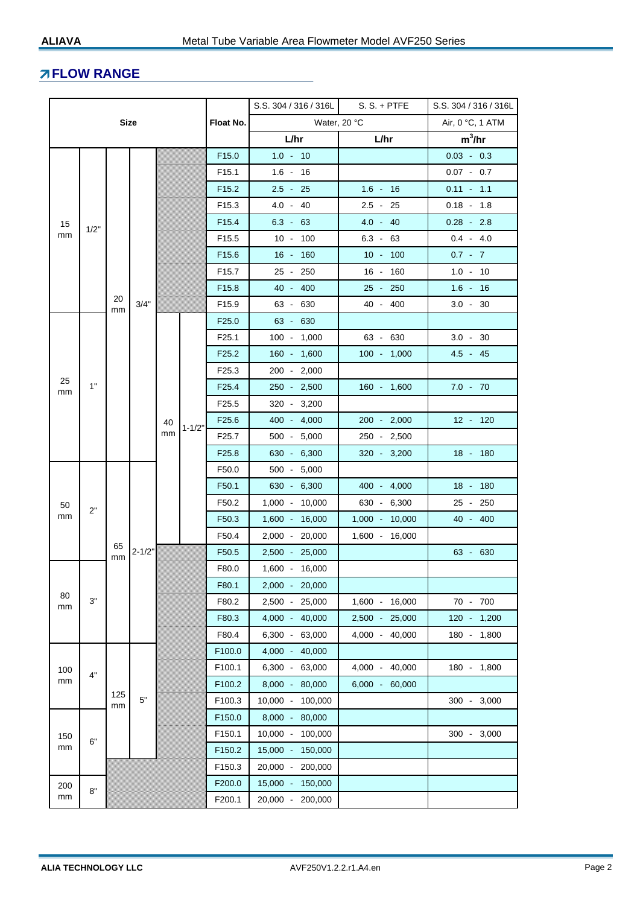## FLOW RANGE

| Size | | | | | | Float No. | S.S. 304 / 316 / 316L | S. S. + PTFE | S.S. 304 / 316 / 316L |
|---|---|---|---|---|---|---|---|---|---|
| | | | | | | | Water, 20 °C | | Air, 0 °C, 1 ATM |
| | | | | | | | L/hr | L/hr | $m^3/hr$ |
| 15 mm | 1/2" | 20 mm | 3/4" | | | F15.0 | 1.0 - 10 | | 0.03 - 0.3 |
| | | | | | | F15.1 | 1.6 - 16 | | 0.07 - 0.7 |
| | | | | | | F15.2 | 2.5 - 25 | 1.6 - 16 | 0.11 - 1.1 |
| | | | | | | F15.3 | 4.0 - 40 | 2.5 - 25 | 0.18 - 1.8 |
| | | | | | | F15.4 | 6.3 - 63 | 4.0 - 40 | 0.28 - 2.8 |
| | | | | | | F15.5 | 10 - 100 | 6.3 - 63 | 0.4 - 4.0 |
| | | | | | | F15.6 | 16 - 160 | 10 - 100 | 0.7 - 7 |
| | | | | | | F15.7 | 25 - 250 | 16 - 160 | 1.0 - 10 |
| | | | | | | F15.8 | 40 - 400 | 25 - 250 | 1.6 - 16 |
| | | | | | | F15.9 | 63 - 630 | 40 - 400 | 3.0 - 30 |
| 25 mm | 1" | | | 40 mm | 1-1/2" | F25.0 | 63 - 630 | | |
| | | | | | | F25.1 | 100 - 1,000 | 63 - 630 | 3.0 - 30 |
| | | | | | | F25.2 | 160 - 1,600 | 100 - 1,000 | 4.5 - 45 |
| | | | | | | F25.3 | 200 - 2,000 | | |
| | | | | | | F25.4 | 250 - 2,500 | 160 - 1,600 | 7.0 - 70 |
| | | | | | | F25.5 | 320 - 3,200 | | |
| | | | | | | F25.6 | 400 - 4,000 | 200 - 2,000 | 12 - 120 |
| | | | | | | F25.7 | 500 - 5,000 | 250 - 2,500 | |
| | | | | | | F25.8 | 630 - 6,300 | 320 - 3,200 | 18 - 180 |
| 50 mm | 2" | 65 mm | 2-1/2" | | | F50.0 | 500 - 5,000 | | |
| | | | | | | F50.1 | 630 - 6,300 | 400 - 4,000 | 18 - 180 |
| | | | | | | F50.2 | 1,000 - 10,000 | 630 - 6,300 | 25 - 250 |
| | | | | | | F50.3 | 1,600 - 16,000 | 1,000 - 10,000 | 40 - 400 |
| | | | | | | F50.4 | 2,000 - 20,000 | 1,600 - 16,000 | |
| | | | | | | F50.5 | 2,500 - 25,000 | | 63 - 630 |
| 80 mm | 3" | | | | | F80.0 | 1,600 - 16,000 | | |
| | | | | | | F80.1 | 2,000 - 20,000 | | |
| | | | | | | F80.2 | 2,500 - 25,000 | 1,600 - 16,000 | 70 - 700 |
| | | | | | | F80.3 | 4,000 - 40,000 | 2,500 - 25,000 | 120 - 1,200 |
| | | | | | | F80.4 | 6,300 - 63,000 | 4,000 - 40,000 | 180 - 1,800 |
| 100 mm | 4" | 125 mm | 5" | | | F100.0 | 4,000 - 40,000 | | |
| | | | | | | F100.1 | 6,300 - 63,000 | 4,000 - 40,000 | 180 - 1,800 |
| | | | | | | F100.2 | 8,000 - 80,000 | 6,000 - 60,000 | |
| | | | | | | F100.3 | 10,000 - 100,000 | | 300 - 3,000 |
| 150 mm | 6" | | | | | F150.0 | 8,000 - 80,000 | | |
| | | | | | | F150.1 | 10,000 - 100,000 | | 300 - 3,000 |
| | | | | | | F150.2 | 15,000 - 150,000 | | |
| | | | | | | F150.3 | 20,000 - 200,000 | | |
| 200 mm | 8" | | | | | F200.0 | 15,000 - 150,000 | | |
| | | | | | | F200.1 | 20,000 - 200,000 | | |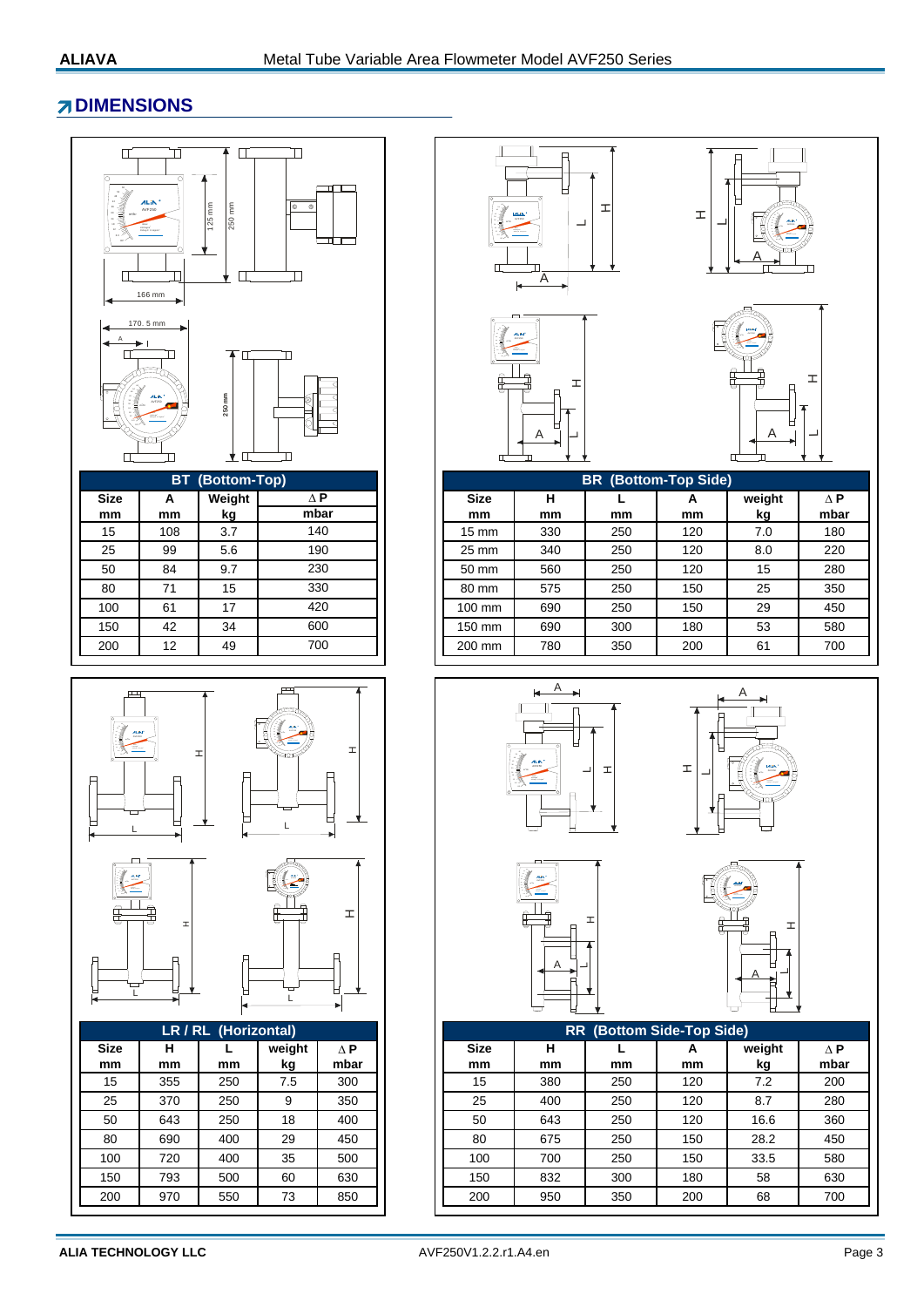## DIMENSIONS

| BT (Bottom-Top) | | | |
|---|---|---|---|
| Size mm | A mm | Weight kg | ∆ P mbar |
| 15 | 108 | 3.7 | 140 |
| 25 | 99 | 5.6 | 190 |
| 50 | 84 | 9.7 | 230 |
| 80 | 71 | 15 | 330 |
| 100 | 61 | 17 | 420 |
| 150 | 42 | 34 | 600 |
| 200 | 12 | 49 | 700 |

| BR (Bottom-Top Side) | | | | | |
|---|---|---|---|---|---|
| Size mm | H mm | L mm | A mm | weight kg | ∆ P mbar |
| 15 mm | 330 | 250 | 120 | 7.0 | 180 |
| 25 mm | 340 | 250 | 120 | 8.0 | 220 |
| 50 mm | 560 | 250 | 120 | 15 | 280 |
| 80 mm | 575 | 250 | 150 | 25 | 350 |
| 100 mm | 690 | 250 | 150 | 29 | 450 |
| 150 mm | 690 | 300 | 180 | 53 | 580 |
| 200 mm | 780 | 350 | 200 | 61 | 700 |

| LR / RL (Horizontal) | | | | |
|---|---|---|---|---|
| Size mm | H mm | L mm | weight kg | ∆ P mbar |
| 15 | 355 | 250 | 7.5 | 300 |
| 25 | 370 | 250 | 9 | 350 |
| 50 | 643 | 250 | 18 | 400 |
| 80 | 690 | 400 | 29 | 450 |
| 100 | 720 | 400 | 35 | 500 |
| 150 | 793 | 500 | 60 | 630 |
| 200 | 970 | 550 | 73 | 850 |

| RR (Bottom Side-Top Side) | | | | | |
|---|---|---|---|---|---|
| Size mm | H mm | L mm | A mm | weight kg | ∆ P mbar |
| 15 | 380 | 250 | 120 | 7.2 | 200 |
| 25 | 400 | 250 | 120 | 8.7 | 280 |
| 50 | 643 | 250 | 120 | 16.6 | 360 |
| 80 | 675 | 250 | 150 | 28.2 | 450 |
| 100 | 700 | 250 | 150 | 33.5 | 580 |
| 150 | 832 | 300 | 180 | 58 | 630 |
| 200 | 950 | 350 | 200 | 68 | 700 |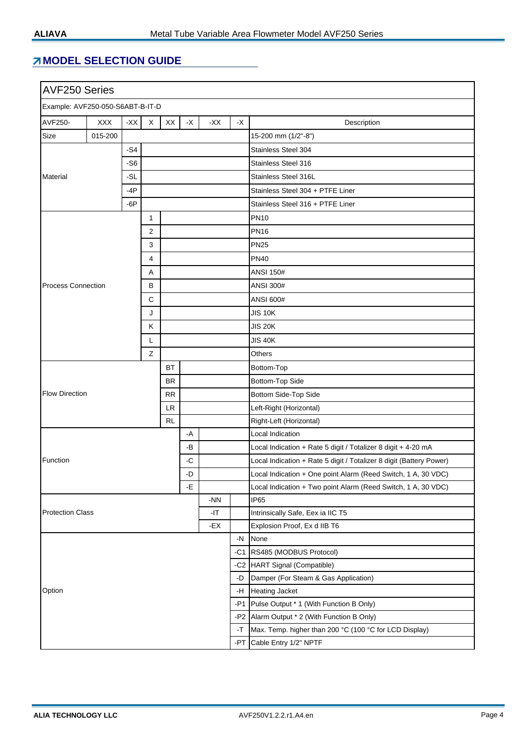## MODEL SELECTION GUIDE

| AVF250 Series | | | | | | | | | |
|---|---|---|---|---|---|---|---|---|---|
| Example: AVF250-050-S6ABT-B-IT-D | | | | | | | | | |
| AVF250- | XXX | -XX | X | XX | -X | -XX | -X | Description |
| Size | 015-200 | | | | | | | 15-200 mm (1/2"-8") |
| Material | | -S4 | | | | | | Stainless Steel 304 |
| | | -S6 | | | | | | Stainless Steel 316 |
| | | -SL | | | | | | Stainless Steel 316L |
| | | -4P | | | | | | Stainless Steel 304 + PTFE Liner |
| | | -6P | | | | | | Stainless Steel 316 + PTFE Liner |
| Process Connection | | | 1 | | | | | PN10 |
| | | | 2 | | | | | PN16 |
| | | | 3 | | | | | PN25 |
| | | | 4 | | | | | PN40 |
| | | | A | | | | | ANSI 150# |
| | | | B | | | | | ANSI 300# |
| | | | C | | | | | ANSI 600# |
| | | | J | | | | | JIS 10K |
| | | | K | | | | | JIS 20K |
| | | | L | | | | | JIS 40K |
| | | | Z | | | | | Others |
| Flow Direction | | | | BT | | | | Bottom-Top |
| | | | | BR | | | | Bottom-Top Side |
| | | | | RR | | | | Bottom Side-Top Side |
| | | | | LR | | | | Left-Right (Horizontal) |
| | | | | RL | | | | Right-Left (Horizontal) |
| Function | | | | | -A | | | Local Indication |
| | | | | | -B | | | Local Indication + Rate 5 digit / Totalizer 8 digit + 4-20 mA |
| | | | | | -C | | | Local Indication + Rate 5 digit / Totalizer 8 digit (Battery Power) |
| | | | | | -D | | | Local Indication + One point Alarm (Reed Switch, 1 A, 30 VDC) |
| | | | | | -E | | | Local Indication + Two point Alarm (Reed Switch, 1 A, 30 VDC) |
| Protection Class | | | | | | -NN | | IP65 |
| | | | | | | -IT | | Intrinsically Safe, Eex ia IIC T5 |
| | | | | | | -EX | | Explosion Proof, Ex d IIB T6 |
| Option | | | | | | | -N | None |
| | | | | | | | -C1 | RS485 (MODBUS Protocol) |
| | | | | | | | -C2 | HART Signal (Compatible) |
| | | | | | | | -D | Damper (For Steam & Gas Application) |
| | | | | | | | -H | Heating Jacket |
| | | | | | | | -P1 | Pulse Output * 1 (With Function B Only) |
| | | | | | | | -P2 | Alarm Output * 2 (With Function B Only) |
| | | | | | | | -T | Max. Temp. higher than 200 °C (100 °C for LCD Display) |
| | | | | | | | -PT | Cable Entry 1/2" NPTF |